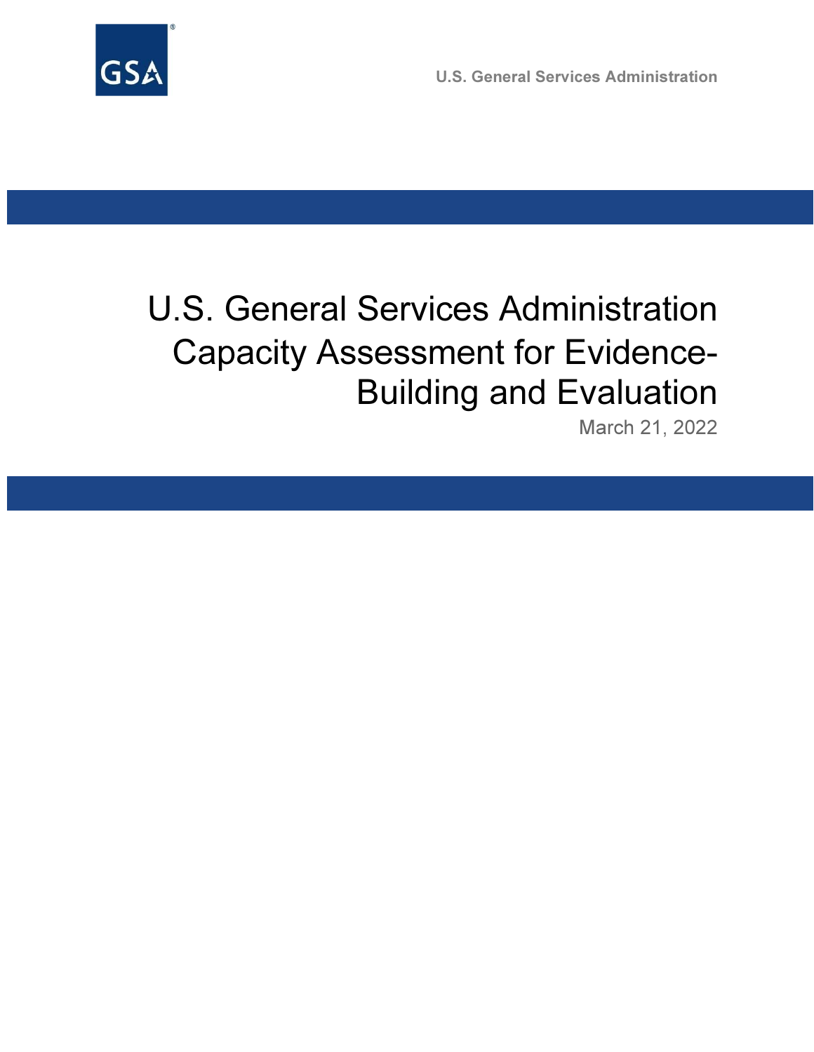U.S. General Services Administration

# U.S. General Services Administration Capacity Assessment for Evidence-Building and Evaluation

March 21, 2022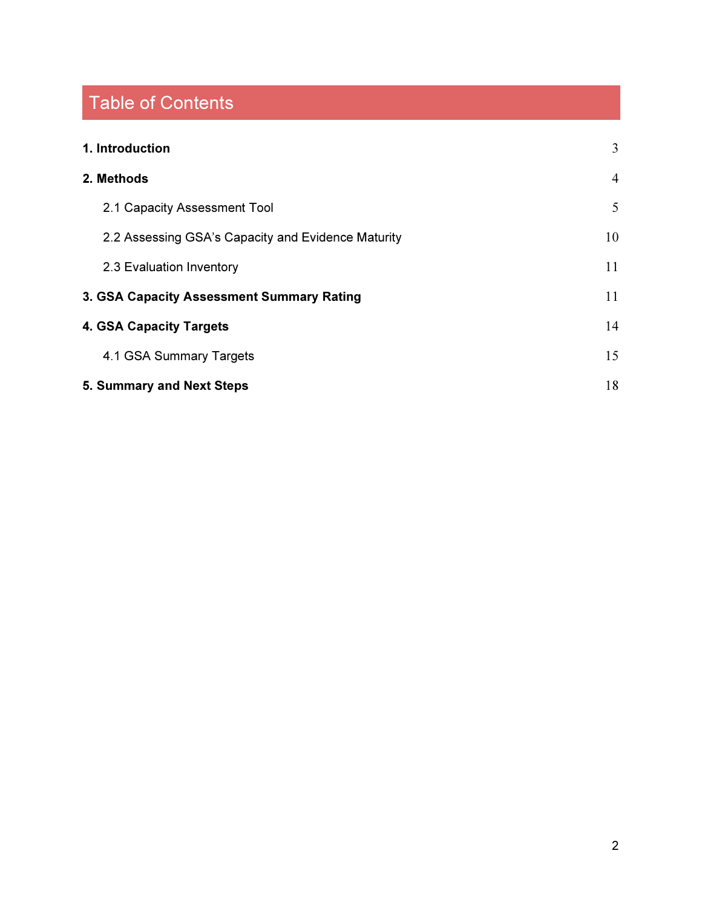# Table of Contents

**1. Introduction** 3

**2. Methods** 4

- 2.1 Capacity Assessment Tool 5
- 2.2 Assessing GSA's Capacity and Evidence Maturity 10
- 2.3 Evaluation Inventory 11

**3. GSA Capacity Assessment Summary Rating** 11

**4. GSA Capacity Targets** 14

- 4.1 GSA Summary Targets 15

**5. Summary and Next Steps** 18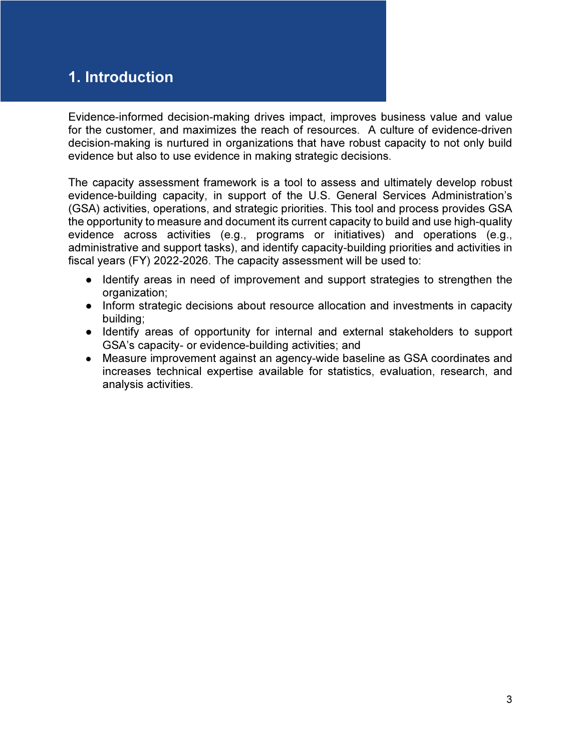# 1. Introduction

Evidence-informed decision-making drives impact, improves business value and value for the customer, and maximizes the reach of resources. A culture of evidence-driven decision-making is nurtured in organizations that have robust capacity to not only build evidence but also to use evidence in making strategic decisions.

The capacity assessment framework is a tool to assess and ultimately develop robust evidence-building capacity, in support of the U.S. General Services Administration's (GSA) activities, operations, and strategic priorities. This tool and process provides GSA the opportunity to measure and document its current capacity to build and use high-quality evidence across activities (e.g., programs or initiatives) and operations (e.g., administrative and support tasks), and identify capacity-building priorities and activities in fiscal years (FY) 2022-2026. The capacity assessment will be used to:

- Identify areas in need of improvement and support strategies to strengthen the organization;
- Inform strategic decisions about resource allocation and investments in capacity building;
- Identify areas of opportunity for internal and external stakeholders to support GSA's capacity- or evidence-building activities; and
- Measure improvement against an agency-wide baseline as GSA coordinates and increases technical expertise available for statistics, evaluation, research, and analysis activities.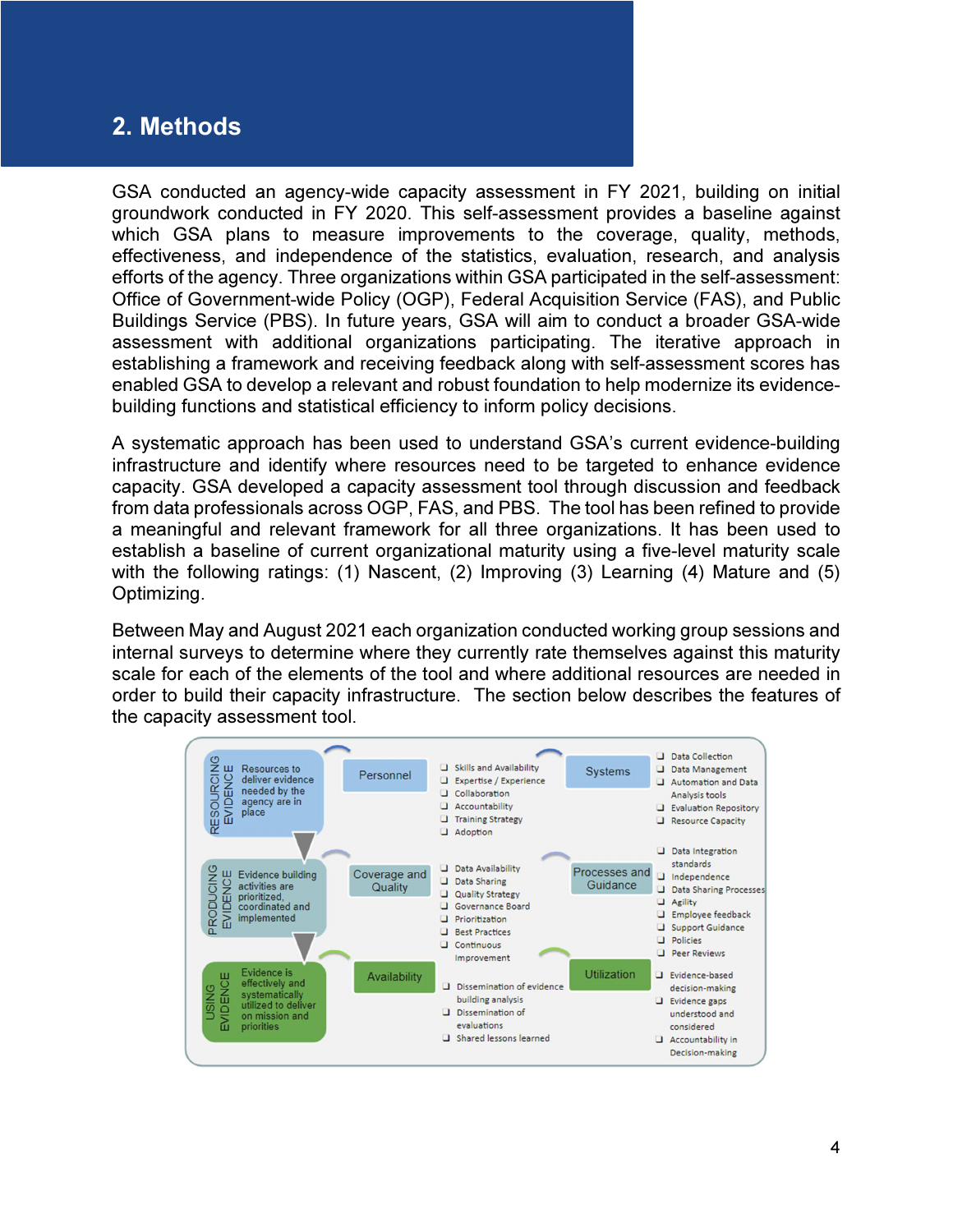# 2. Methods

GSA conducted an agency-wide capacity assessment in FY 2021, building on initial groundwork conducted in FY 2020. This self-assessment provides a baseline against which GSA plans to measure improvements to the coverage, quality, methods, effectiveness, and independence of the statistics, evaluation, research, and analysis efforts of the agency. Three organizations within GSA participated in the self-assessment: Office of Government-wide Policy (OGP), Federal Acquisition Service (FAS), and Public Buildings Service (PBS). In future years, GSA will aim to conduct a broader GSA-wide assessment with additional organizations participating. The iterative approach in establishing a framework and receiving feedback along with self-assessment scores has enabled GSA to develop a relevant and robust foundation to help modernize its evidence-building functions and statistical efficiency to inform policy decisions.

A systematic approach has been used to understand GSA's current evidence-building infrastructure and identify where resources need to be targeted to enhance evidence capacity. GSA developed a capacity assessment tool through discussion and feedback from data professionals across OGP, FAS, and PBS. The tool has been refined to provide a meaningful and relevant framework for all three organizations. It has been used to establish a baseline of current organizational maturity using a five-level maturity scale with the following ratings: (1) Nascent, (2) Improving (3) Learning (4) Mature and (5) Optimizing.

Between May and August 2021 each organization conducted working group sessions and internal surveys to determine where they currently rate themselves against this maturity scale for each of the elements of the tool and where additional resources are needed in order to build their capacity infrastructure. The section below describes the features of the capacity assessment tool.

| Stage | Description | Component | Elements | Component | Elements |
|---|---|---|---|---|---|
| RESOURCING EVIDENCE | Resources to deliver evidence needed by the agency are in place | Personnel | Skills and Availability; Expertise / Experience; Collaboration; Accountability; Training Strategy; Adoption | Systems | Data Collection; Data Management; Automation and Data Analysis tools; Evaluation Repository; Resource Capacity |
| PRODUCING EVIDENCE | Evidence building activities are prioritized, coordinated and implemented | Coverage and Quality | Data Availability; Data Sharing; Quality Strategy; Governance Board; Prioritization; Best Practices; Continuous Improvement | Processes and Guidance | Data Integration standards; Independence; Data Sharing Processes; Agility; Employee feedback; Support Guidance; Policies; Peer Reviews |
| USING EVIDENCE | Evidence is effectively and systematically utilized to deliver on mission and priorities | Availability | Dissemination of evidence building analysis; Dissemination of evaluations; Shared lessons learned | Utilization | Evidence-based decision-making; Evidence gaps understood and considered; Accountability in Decision-making |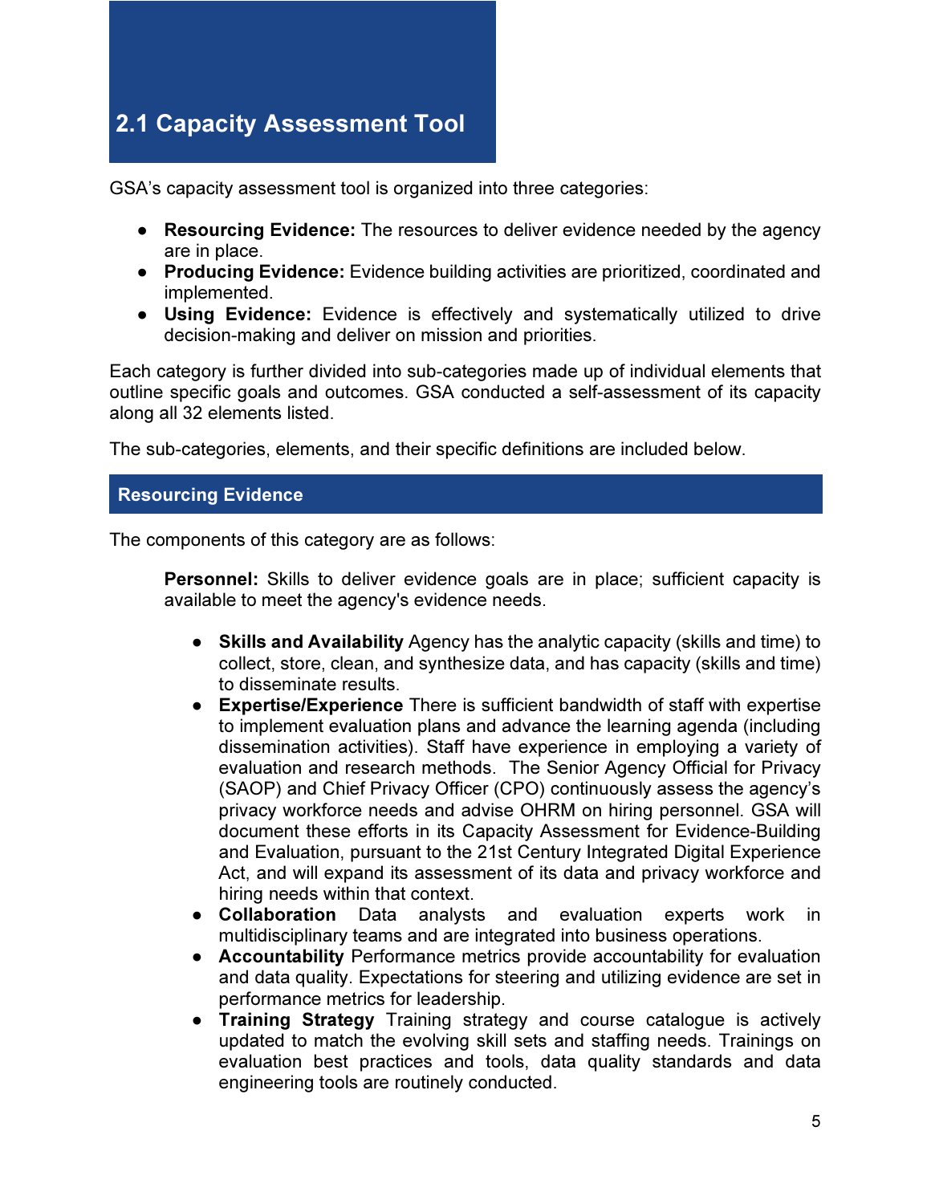## 2.1 Capacity Assessment Tool

GSA's capacity assessment tool is organized into three categories:

- **Resourcing Evidence:** The resources to deliver evidence needed by the agency are in place.
- **Producing Evidence:** Evidence building activities are prioritized, coordinated and implemented.
- **Using Evidence:** Evidence is effectively and systematically utilized to drive decision-making and deliver on mission and priorities.

Each category is further divided into sub-categories made up of individual elements that outline specific goals and outcomes. GSA conducted a self-assessment of its capacity along all 32 elements listed.

The sub-categories, elements, and their specific definitions are included below.

### Resourcing Evidence

The components of this category are as follows:

**Personnel:** Skills to deliver evidence goals are in place; sufficient capacity is available to meet the agency's evidence needs.

- **Skills and Availability** Agency has the analytic capacity (skills and time) to collect, store, clean, and synthesize data, and has capacity (skills and time) to disseminate results.
- **Expertise/Experience** There is sufficient bandwidth of staff with expertise to implement evaluation plans and advance the learning agenda (including dissemination activities). Staff have experience in employing a variety of evaluation and research methods. The Senior Agency Official for Privacy (SAOP) and Chief Privacy Officer (CPO) continuously assess the agency's privacy workforce needs and advise OHRM on hiring personnel. GSA will document these efforts in its Capacity Assessment for Evidence-Building and Evaluation, pursuant to the 21st Century Integrated Digital Experience Act, and will expand its assessment of its data and privacy workforce and hiring needs within that context.
- **Collaboration** Data analysts and evaluation experts work in multidisciplinary teams and are integrated into business operations.
- **Accountability** Performance metrics provide accountability for evaluation and data quality. Expectations for steering and utilizing evidence are set in performance metrics for leadership.
- **Training Strategy** Training strategy and course catalogue is actively updated to match the evolving skill sets and staffing needs. Trainings on evaluation best practices and tools, data quality standards and data engineering tools are routinely conducted.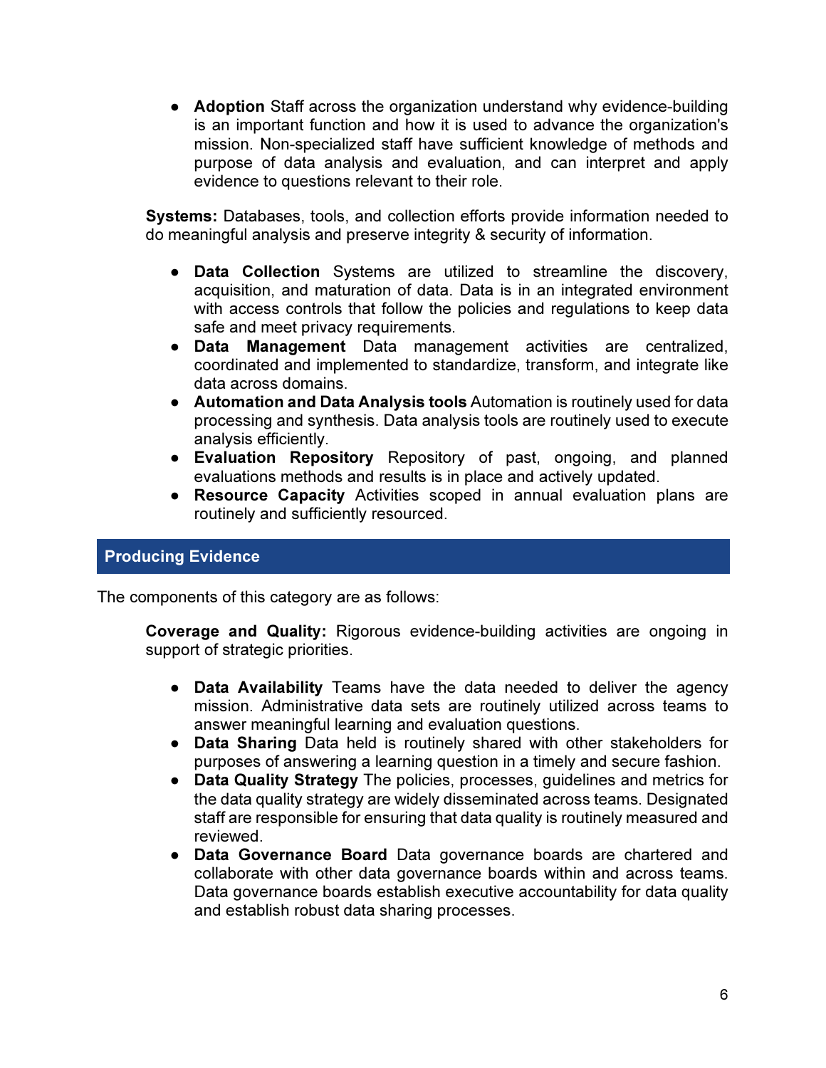- **Adoption** Staff across the organization understand why evidence-building is an important function and how it is used to advance the organization's mission. Non-specialized staff have sufficient knowledge of methods and purpose of data analysis and evaluation, and can interpret and apply evidence to questions relevant to their role.

**Systems:** Databases, tools, and collection efforts provide information needed to do meaningful analysis and preserve integrity & security of information.

- **Data Collection** Systems are utilized to streamline the discovery, acquisition, and maturation of data. Data is in an integrated environment with access controls that follow the policies and regulations to keep data safe and meet privacy requirements.
- **Data Management** Data management activities are centralized, coordinated and implemented to standardize, transform, and integrate like data across domains.
- **Automation and Data Analysis tools** Automation is routinely used for data processing and synthesis. Data analysis tools are routinely used to execute analysis efficiently.
- **Evaluation Repository** Repository of past, ongoing, and planned evaluations methods and results is in place and actively updated.
- **Resource Capacity** Activities scoped in annual evaluation plans are routinely and sufficiently resourced.

## Producing Evidence

The components of this category are as follows:

**Coverage and Quality:** Rigorous evidence-building activities are ongoing in support of strategic priorities.

- **Data Availability** Teams have the data needed to deliver the agency mission. Administrative data sets are routinely utilized across teams to answer meaningful learning and evaluation questions.
- **Data Sharing** Data held is routinely shared with other stakeholders for purposes of answering a learning question in a timely and secure fashion.
- **Data Quality Strategy** The policies, processes, guidelines and metrics for the data quality strategy are widely disseminated across teams. Designated staff are responsible for ensuring that data quality is routinely measured and reviewed.
- **Data Governance Board** Data governance boards are chartered and collaborate with other data governance boards within and across teams. Data governance boards establish executive accountability for data quality and establish robust data sharing processes.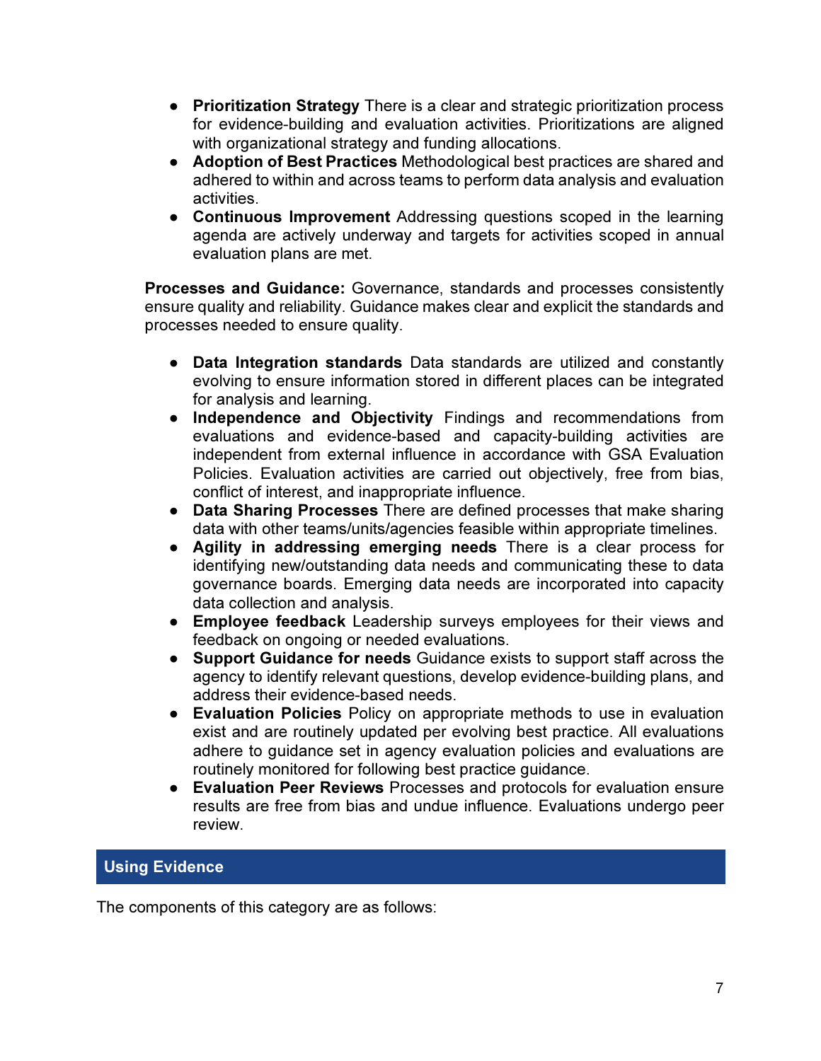- **Prioritization Strategy** There is a clear and strategic prioritization process for evidence-building and evaluation activities. Prioritizations are aligned with organizational strategy and funding allocations.
- **Adoption of Best Practices** Methodological best practices are shared and adhered to within and across teams to perform data analysis and evaluation activities.
- **Continuous Improvement** Addressing questions scoped in the learning agenda are actively underway and targets for activities scoped in annual evaluation plans are met.

**Processes and Guidance:** Governance, standards and processes consistently ensure quality and reliability. Guidance makes clear and explicit the standards and processes needed to ensure quality.

- **Data Integration standards** Data standards are utilized and constantly evolving to ensure information stored in different places can be integrated for analysis and learning.
- **Independence and Objectivity** Findings and recommendations from evaluations and evidence-based and capacity-building activities are independent from external influence in accordance with GSA Evaluation Policies. Evaluation activities are carried out objectively, free from bias, conflict of interest, and inappropriate influence.
- **Data Sharing Processes** There are defined processes that make sharing data with other teams/units/agencies feasible within appropriate timelines.
- **Agility in addressing emerging needs** There is a clear process for identifying new/outstanding data needs and communicating these to data governance boards. Emerging data needs are incorporated into capacity data collection and analysis.
- **Employee feedback** Leadership surveys employees for their views and feedback on ongoing or needed evaluations.
- **Support Guidance for needs** Guidance exists to support staff across the agency to identify relevant questions, develop evidence-building plans, and address their evidence-based needs.
- **Evaluation Policies** Policy on appropriate methods to use in evaluation exist and are routinely updated per evolving best practice. All evaluations adhere to guidance set in agency evaluation policies and evaluations are routinely monitored for following best practice guidance.
- **Evaluation Peer Reviews** Processes and protocols for evaluation ensure results are free from bias and undue influence. Evaluations undergo peer review.

## Using Evidence

The components of this category are as follows: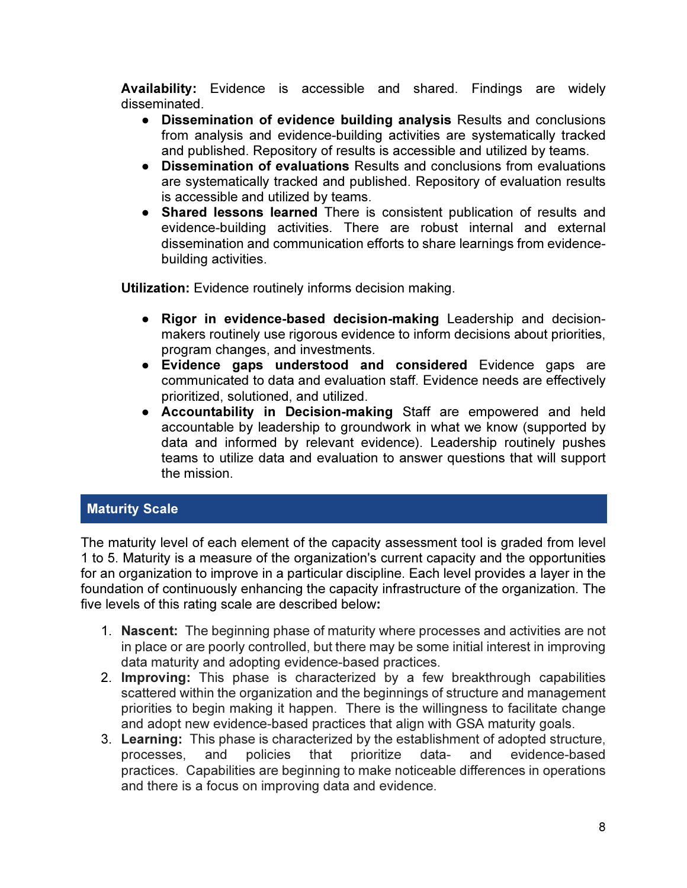**Availability:** Evidence is accessible and shared. Findings are widely disseminated.

- **Dissemination of evidence building analysis** Results and conclusions from analysis and evidence-building activities are systematically tracked and published. Repository of results is accessible and utilized by teams.
- **Dissemination of evaluations** Results and conclusions from evaluations are systematically tracked and published. Repository of evaluation results is accessible and utilized by teams.
- **Shared lessons learned** There is consistent publication of results and evidence-building activities. There are robust internal and external dissemination and communication efforts to share learnings from evidence-building activities.

**Utilization:** Evidence routinely informs decision making.

- **Rigor in evidence-based decision-making** Leadership and decision-makers routinely use rigorous evidence to inform decisions about priorities, program changes, and investments.
- **Evidence gaps understood and considered** Evidence gaps are communicated to data and evaluation staff. Evidence needs are effectively prioritized, solutioned, and utilized.
- **Accountability in Decision-making** Staff are empowered and held accountable by leadership to groundwork in what we know (supported by data and informed by relevant evidence). Leadership routinely pushes teams to utilize data and evaluation to answer questions that will support the mission.

## Maturity Scale

The maturity level of each element of the capacity assessment tool is graded from level 1 to 5. Maturity is a measure of the organization's current capacity and the opportunities for an organization to improve in a particular discipline. Each level provides a layer in the foundation of continuously enhancing the capacity infrastructure of the organization. The five levels of this rating scale are described below**:**

1. **Nascent:** The beginning phase of maturity where processes and activities are not in place or are poorly controlled, but there may be some initial interest in improving data maturity and adopting evidence-based practices.
2. **Improving:** This phase is characterized by a few breakthrough capabilities scattered within the organization and the beginnings of structure and management priorities to begin making it happen. There is the willingness to facilitate change and adopt new evidence-based practices that align with GSA maturity goals.
3. **Learning:** This phase is characterized by the establishment of adopted structure, processes, and policies that prioritize data- and evidence-based practices. Capabilities are beginning to make noticeable differences in operations and there is a focus on improving data and evidence.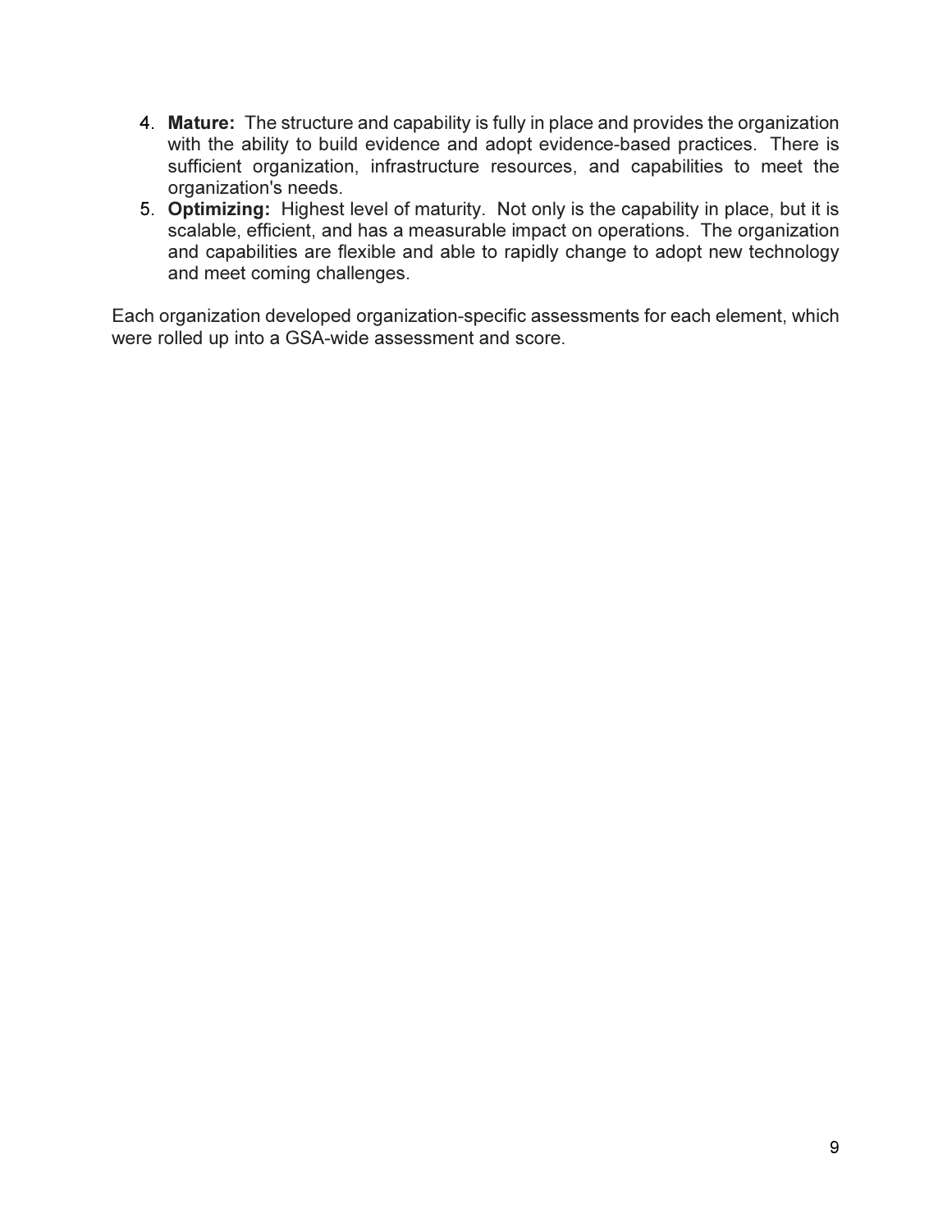4. **Mature:** The structure and capability is fully in place and provides the organization with the ability to build evidence and adopt evidence-based practices. There is sufficient organization, infrastructure resources, and capabilities to meet the organization's needs.
5. **Optimizing:** Highest level of maturity. Not only is the capability in place, but it is scalable, efficient, and has a measurable impact on operations. The organization and capabilities are flexible and able to rapidly change to adopt new technology and meet coming challenges.

Each organization developed organization-specific assessments for each element, which were rolled up into a GSA-wide assessment and score.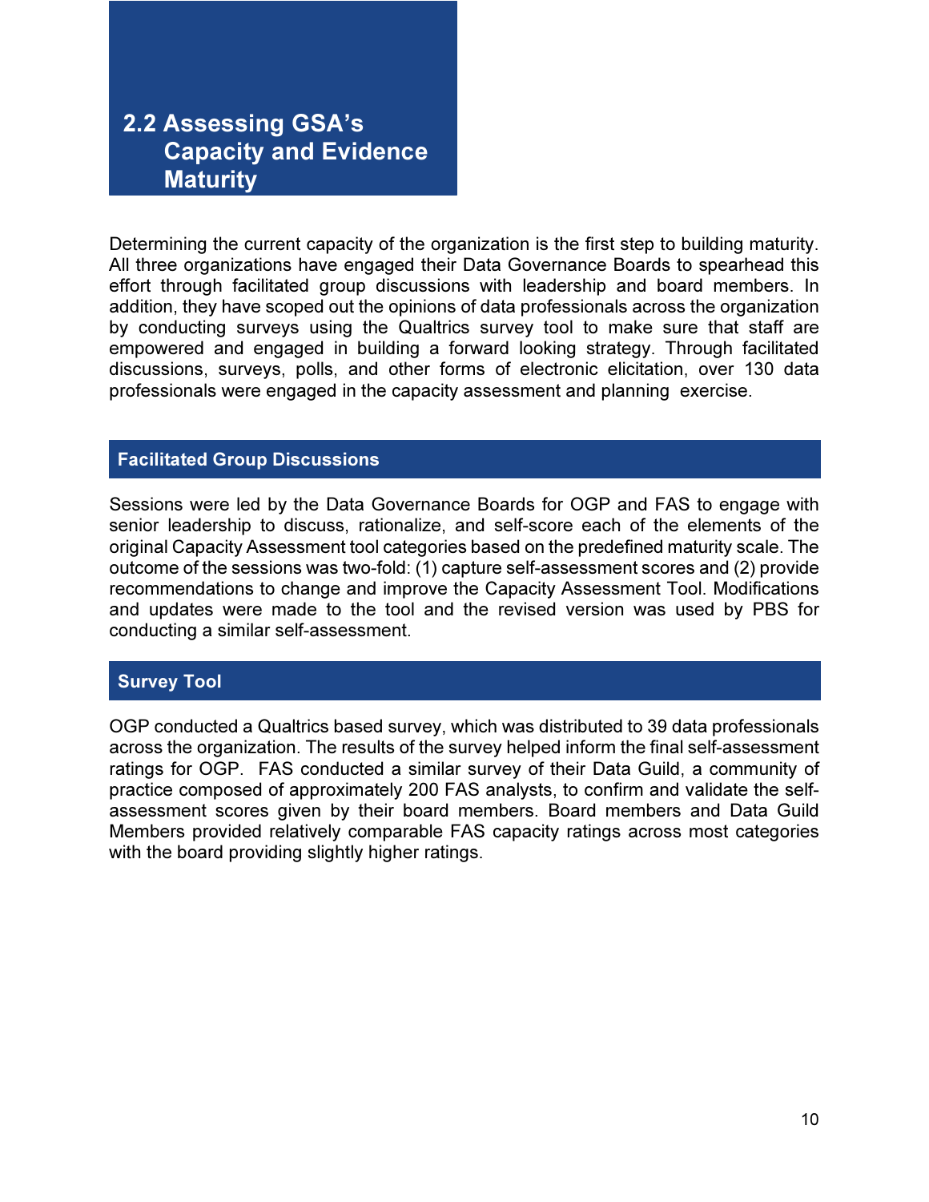## 2.2 Assessing GSA's Capacity and Evidence Maturity

Determining the current capacity of the organization is the first step to building maturity. All three organizations have engaged their Data Governance Boards to spearhead this effort through facilitated group discussions with leadership and board members. In addition, they have scoped out the opinions of data professionals across the organization by conducting surveys using the Qualtrics survey tool to make sure that staff are empowered and engaged in building a forward looking strategy. Through facilitated discussions, surveys, polls, and other forms of electronic elicitation, over 130 data professionals were engaged in the capacity assessment and planning exercise.

### Facilitated Group Discussions

Sessions were led by the Data Governance Boards for OGP and FAS to engage with senior leadership to discuss, rationalize, and self-score each of the elements of the original Capacity Assessment tool categories based on the predefined maturity scale. The outcome of the sessions was two-fold: (1) capture self-assessment scores and (2) provide recommendations to change and improve the Capacity Assessment Tool. Modifications and updates were made to the tool and the revised version was used by PBS for conducting a similar self-assessment.

### Survey Tool

OGP conducted a Qualtrics based survey, which was distributed to 39 data professionals across the organization. The results of the survey helped inform the final self-assessment ratings for OGP. FAS conducted a similar survey of their Data Guild, a community of practice composed of approximately 200 FAS analysts, to confirm and validate the self-assessment scores given by their board members. Board members and Data Guild Members provided relatively comparable FAS capacity ratings across most categories with the board providing slightly higher ratings.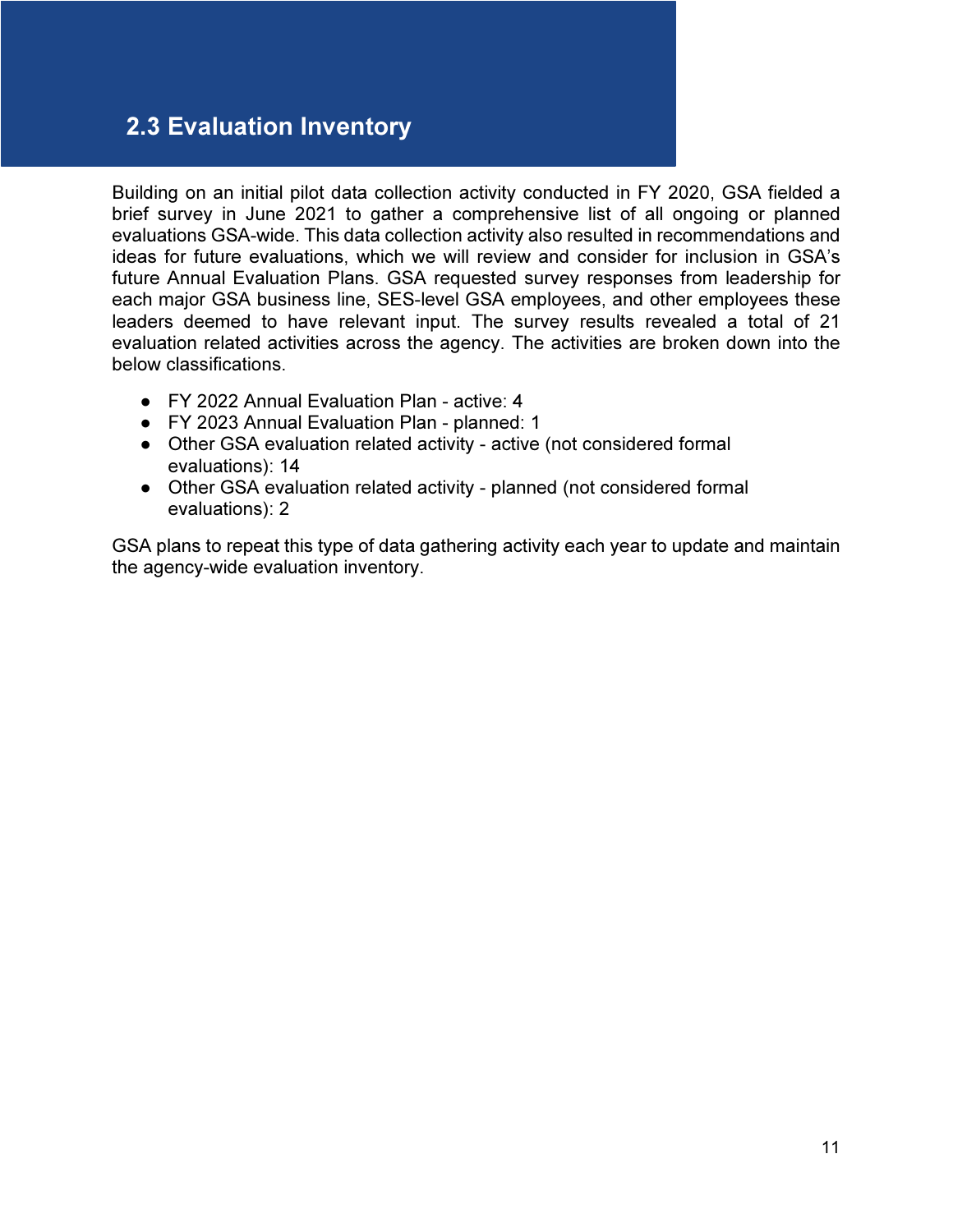## 2.3 Evaluation Inventory

Building on an initial pilot data collection activity conducted in FY 2020, GSA fielded a brief survey in June 2021 to gather a comprehensive list of all ongoing or planned evaluations GSA-wide. This data collection activity also resulted in recommendations and ideas for future evaluations, which we will review and consider for inclusion in GSA's future Annual Evaluation Plans. GSA requested survey responses from leadership for each major GSA business line, SES-level GSA employees, and other employees these leaders deemed to have relevant input. The survey results revealed a total of 21 evaluation related activities across the agency. The activities are broken down into the below classifications.

- FY 2022 Annual Evaluation Plan - active: 4
- FY 2023 Annual Evaluation Plan - planned: 1
- Other GSA evaluation related activity - active (not considered formal evaluations): 14
- Other GSA evaluation related activity - planned (not considered formal evaluations): 2

GSA plans to repeat this type of data gathering activity each year to update and maintain the agency-wide evaluation inventory.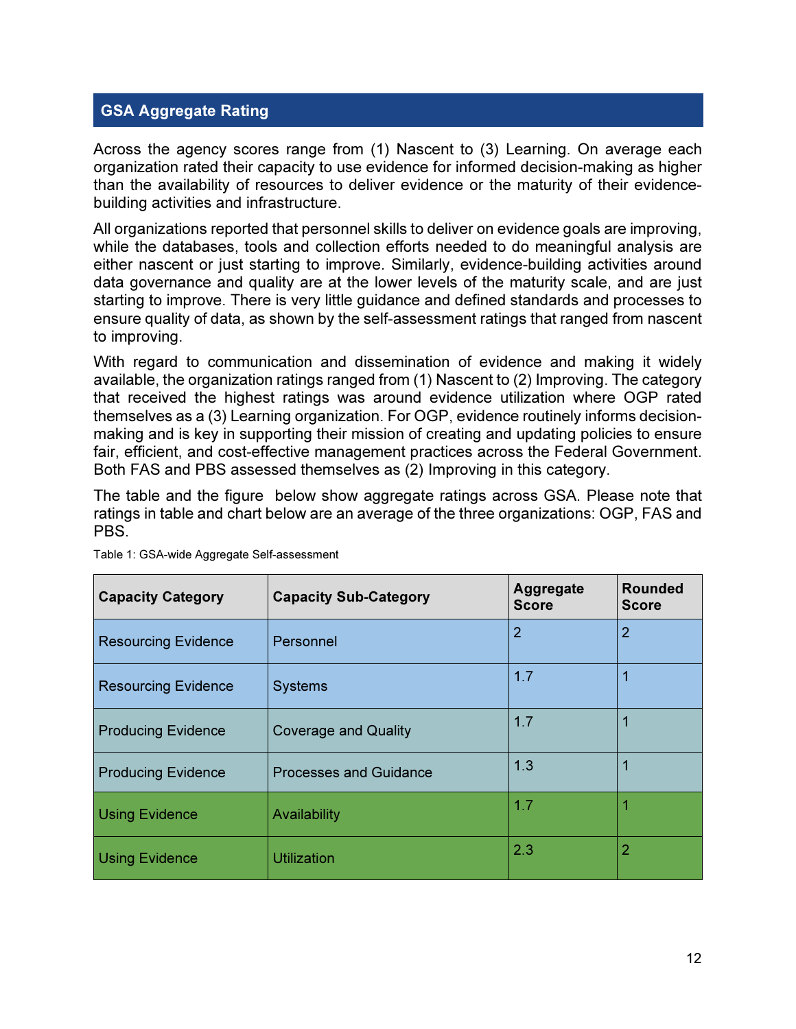## GSA Aggregate Rating

Across the agency scores range from (1) Nascent to (3) Learning. On average each organization rated their capacity to use evidence for informed decision-making as higher than the availability of resources to deliver evidence or the maturity of their evidence-building activities and infrastructure.

All organizations reported that personnel skills to deliver on evidence goals are improving, while the databases, tools and collection efforts needed to do meaningful analysis are either nascent or just starting to improve. Similarly, evidence-building activities around data governance and quality are at the lower levels of the maturity scale, and are just starting to improve. There is very little guidance and defined standards and processes to ensure quality of data, as shown by the self-assessment ratings that ranged from nascent to improving.

With regard to communication and dissemination of evidence and making it widely available, the organization ratings ranged from (1) Nascent to (2) Improving. The category that received the highest ratings was around evidence utilization where OGP rated themselves as a (3) Learning organization. For OGP, evidence routinely informs decision-making and is key in supporting their mission of creating and updating policies to ensure fair, efficient, and cost-effective management practices across the Federal Government. Both FAS and PBS assessed themselves as (2) Improving in this category.

The table and the figure below show aggregate ratings across GSA. Please note that ratings in table and chart below are an average of the three organizations: OGP, FAS and PBS.

Table 1: GSA-wide Aggregate Self-assessment

| Capacity Category | Capacity Sub-Category | Aggregate Score | Rounded Score |
|---|---|---|---|
| Resourcing Evidence | Personnel | 2 | 2 |
| Resourcing Evidence | Systems | 1.7 | 1 |
| Producing Evidence | Coverage and Quality | 1.7 | 1 |
| Producing Evidence | Processes and Guidance | 1.3 | 1 |
| Using Evidence | Availability | 1.7 | 1 |
| Using Evidence | Utilization | 2.3 | 2 |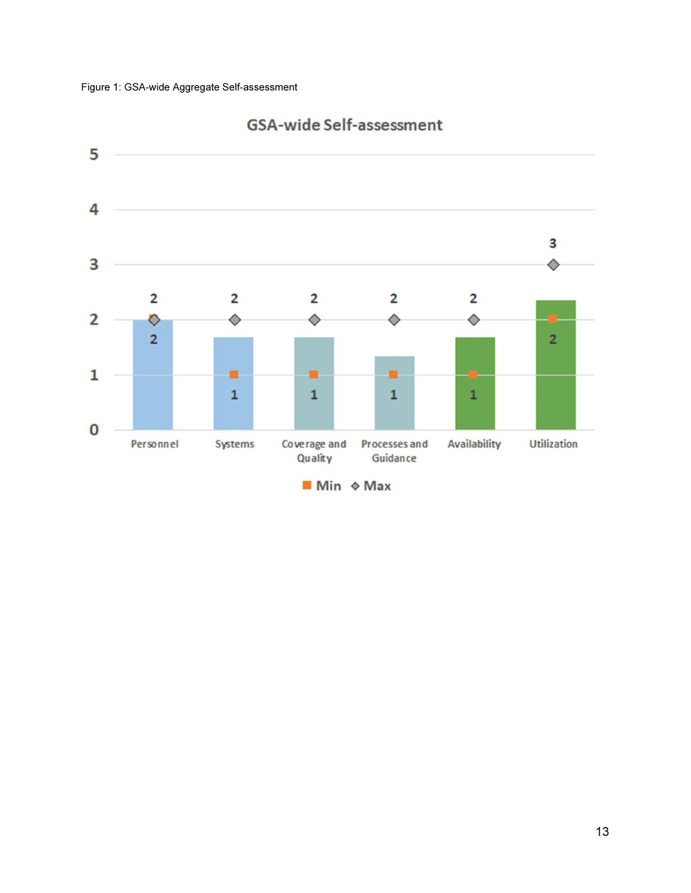Figure 1: GSA-wide Aggregate Self-assessment

**GSA-wide Self-assessment**

| Category | Min | Max |
|---|---|---|
| Personnel | 2 | 2 |
| Systems | 1 | 2 |
| Coverage and Quality | 1 | 2 |
| Processes and Guidance | 1 | 2 |
| Availability | 1 | 2 |
| Utilization | 2 | 3 |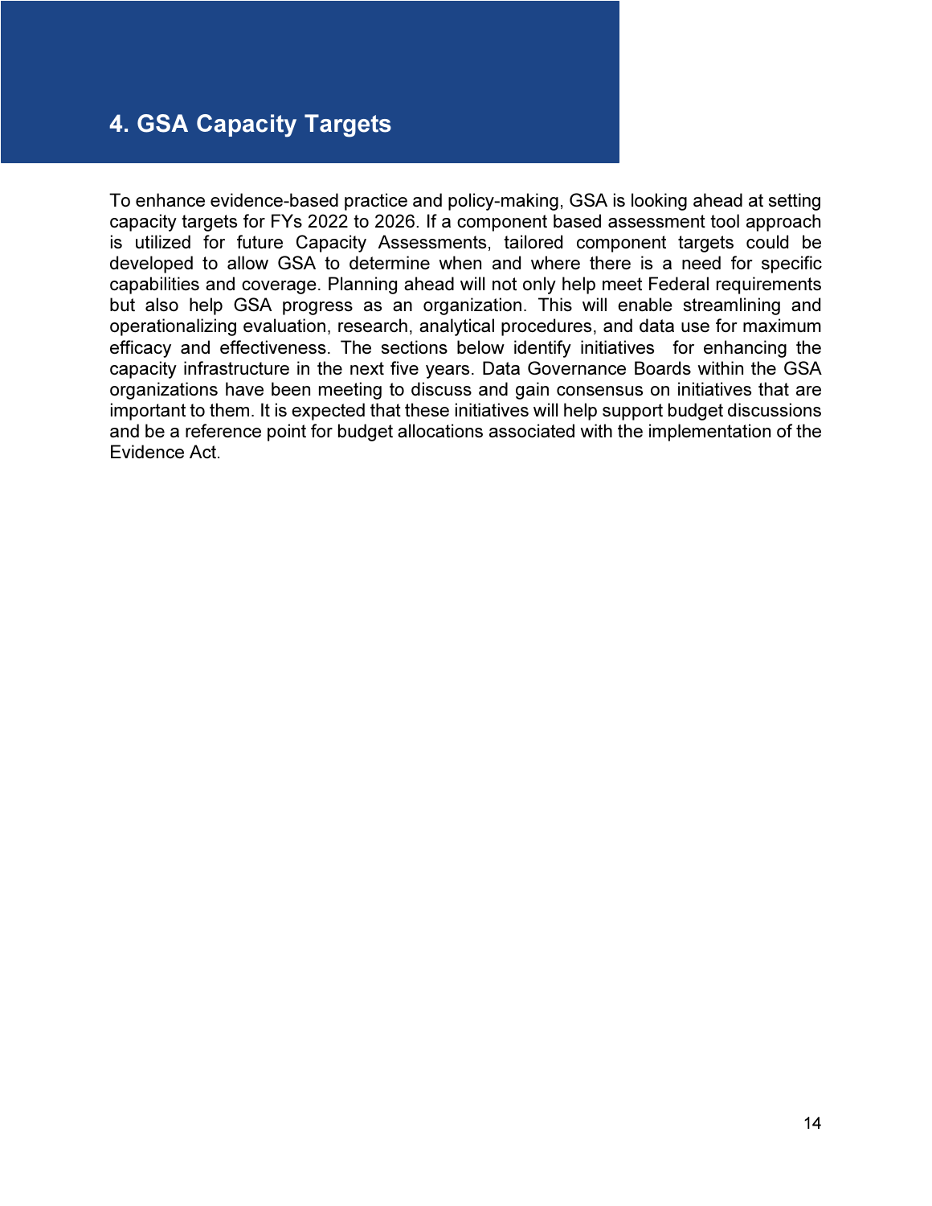# 4. GSA Capacity Targets

To enhance evidence-based practice and policy-making, GSA is looking ahead at setting capacity targets for FYs 2022 to 2026. If a component based assessment tool approach is utilized for future Capacity Assessments, tailored component targets could be developed to allow GSA to determine when and where there is a need for specific capabilities and coverage. Planning ahead will not only help meet Federal requirements but also help GSA progress as an organization. This will enable streamlining and operationalizing evaluation, research, analytical procedures, and data use for maximum efficacy and effectiveness. The sections below identify initiatives for enhancing the capacity infrastructure in the next five years. Data Governance Boards within the GSA organizations have been meeting to discuss and gain consensus on initiatives that are important to them. It is expected that these initiatives will help support budget discussions and be a reference point for budget allocations associated with the implementation of the Evidence Act.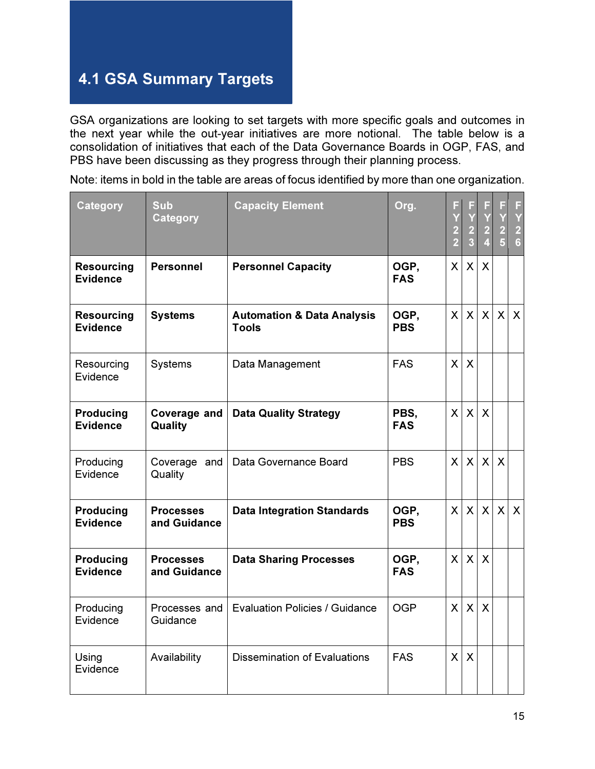## 4.1 GSA Summary Targets

GSA organizations are looking to set targets with more specific goals and outcomes in the next year while the out-year initiatives are more notional. The table below is a consolidation of initiatives that each of the Data Governance Boards in OGP, FAS, and PBS have been discussing as they progress through their planning process.

Note: items in bold in the table are areas of focus identified by more than one organization.

| Category | Sub Category | Capacity Element | Org. | FY22 | FY23 | FY24 | FY25 | FY26 |
|---|---|---|---|---|---|---|---|---|
| **Resourcing Evidence** | **Personnel** | **Personnel Capacity** | **OGP, FAS** | X | X | X | | |
| **Resourcing Evidence** | **Systems** | **Automation & Data Analysis Tools** | **OGP, PBS** | X | X | X | X | X |
| Resourcing Evidence | Systems | Data Management | FAS | X | X | | | |
| **Producing Evidence** | **Coverage and Quality** | **Data Quality Strategy** | **PBS, FAS** | X | X | X | | |
| Producing Evidence | Coverage and Quality | Data Governance Board | PBS | X | X | X | X | |
| **Producing Evidence** | **Processes and Guidance** | **Data Integration Standards** | **OGP, PBS** | X | X | X | X | X |
| **Producing Evidence** | **Processes and Guidance** | **Data Sharing Processes** | **OGP, FAS** | X | X | X | | |
| Producing Evidence | Processes and Guidance | Evaluation Policies / Guidance | OGP | X | X | X | | |
| Using Evidence | Availability | Dissemination of Evaluations | FAS | X | X | | | |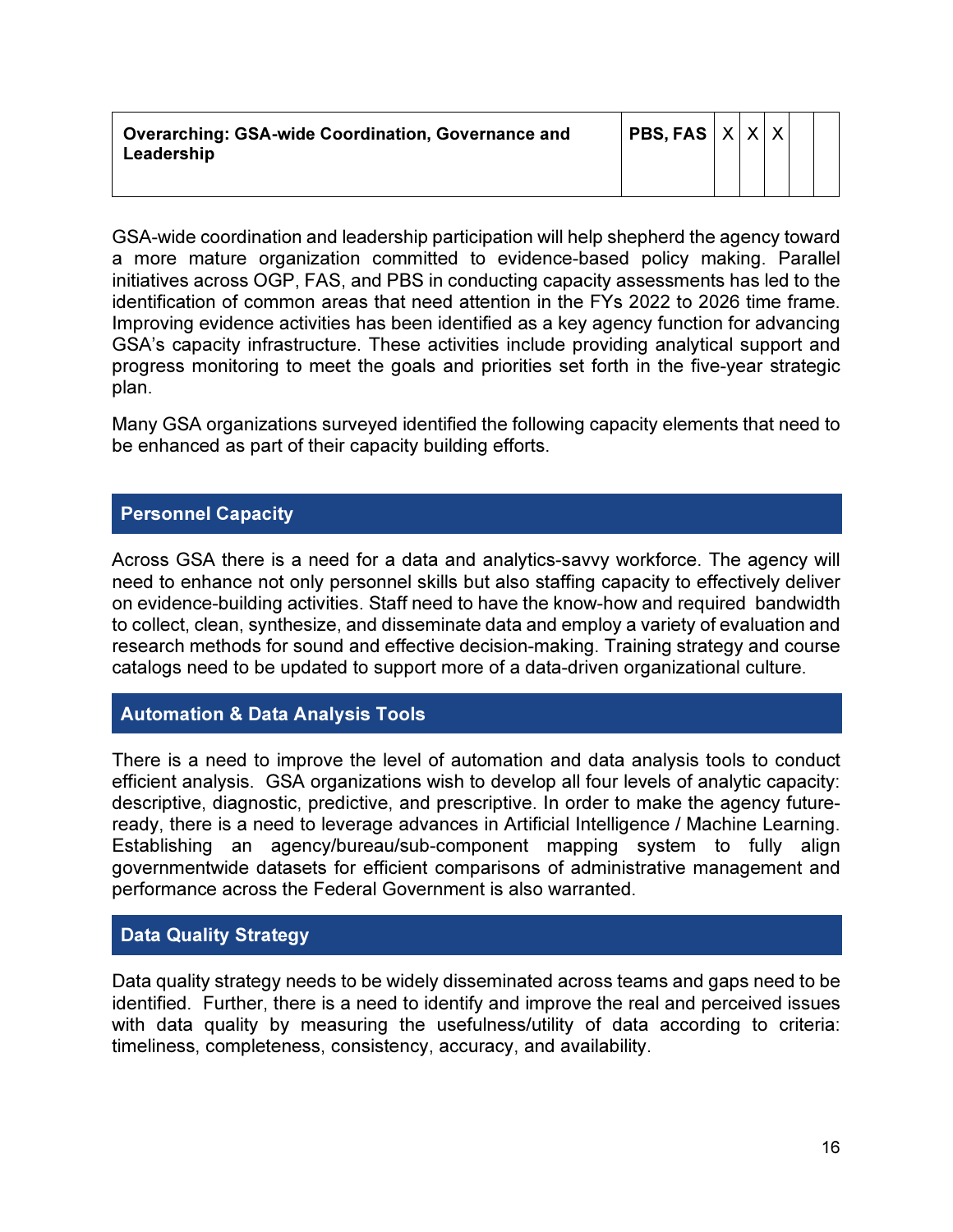| Overarching: GSA-wide Coordination, Governance and Leadership | PBS, FAS | X | X | X | | |
|---|---|---|---|---|---|---|

GSA-wide coordination and leadership participation will help shepherd the agency toward a more mature organization committed to evidence-based policy making. Parallel initiatives across OGP, FAS, and PBS in conducting capacity assessments has led to the identification of common areas that need attention in the FYs 2022 to 2026 time frame. Improving evidence activities has been identified as a key agency function for advancing GSA's capacity infrastructure. These activities include providing analytical support and progress monitoring to meet the goals and priorities set forth in the five-year strategic plan.

Many GSA organizations surveyed identified the following capacity elements that need to be enhanced as part of their capacity building efforts.

## Personnel Capacity

Across GSA there is a need for a data and analytics-savvy workforce. The agency will need to enhance not only personnel skills but also staffing capacity to effectively deliver on evidence-building activities. Staff need to have the know-how and required bandwidth to collect, clean, synthesize, and disseminate data and employ a variety of evaluation and research methods for sound and effective decision-making. Training strategy and course catalogs need to be updated to support more of a data-driven organizational culture.

## Automation & Data Analysis Tools

There is a need to improve the level of automation and data analysis tools to conduct efficient analysis. GSA organizations wish to develop all four levels of analytic capacity: descriptive, diagnostic, predictive, and prescriptive. In order to make the agency future-ready, there is a need to leverage advances in Artificial Intelligence / Machine Learning. Establishing an agency/bureau/sub-component mapping system to fully align governmentwide datasets for efficient comparisons of administrative management and performance across the Federal Government is also warranted.

## Data Quality Strategy

Data quality strategy needs to be widely disseminated across teams and gaps need to be identified. Further, there is a need to identify and improve the real and perceived issues with data quality by measuring the usefulness/utility of data according to criteria: timeliness, completeness, consistency, accuracy, and availability.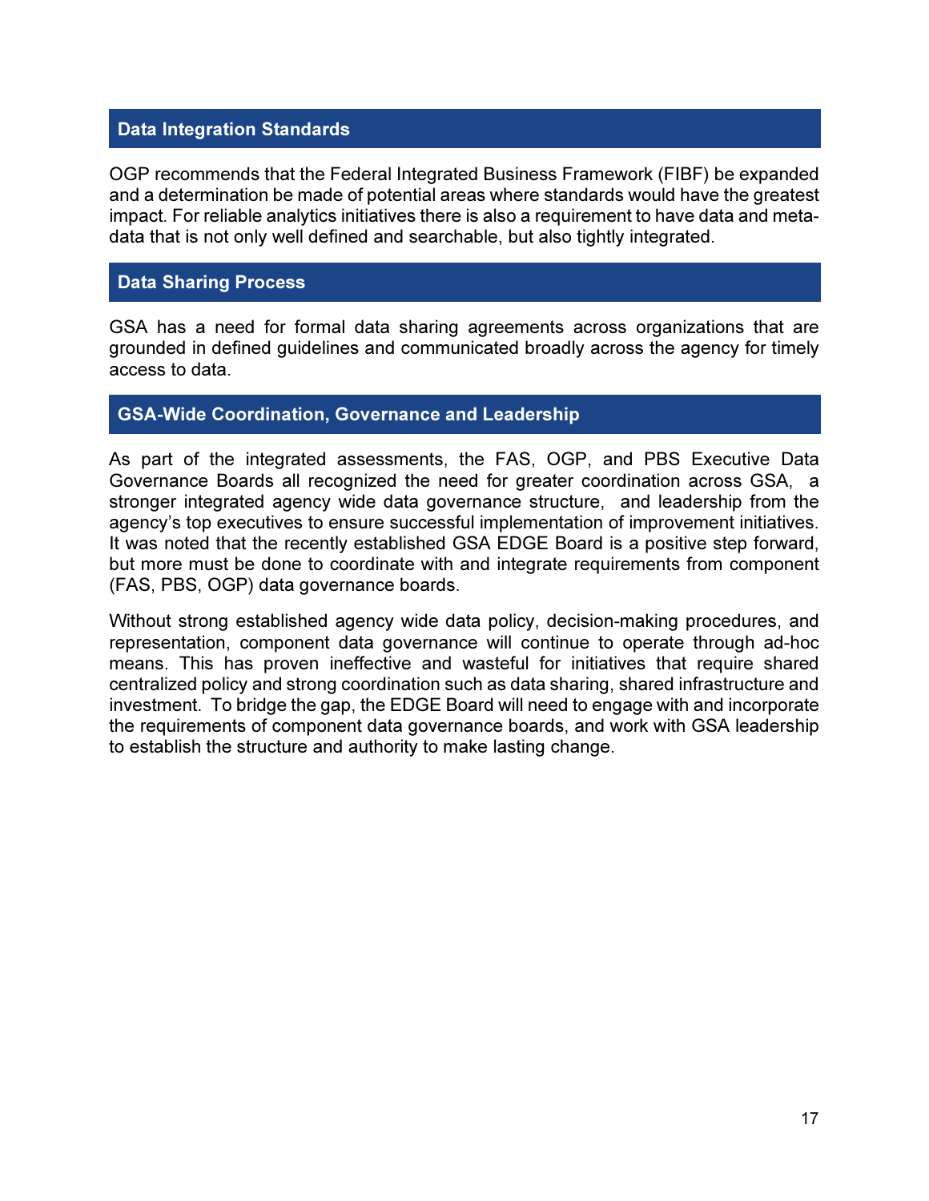## Data Integration Standards

OGP recommends that the Federal Integrated Business Framework (FIBF) be expanded and a determination be made of potential areas where standards would have the greatest impact. For reliable analytics initiatives there is also a requirement to have data and meta-data that is not only well defined and searchable, but also tightly integrated.

## Data Sharing Process

GSA has a need for formal data sharing agreements across organizations that are grounded in defined guidelines and communicated broadly across the agency for timely access to data.

## GSA-Wide Coordination, Governance and Leadership

As part of the integrated assessments, the FAS, OGP, and PBS Executive Data Governance Boards all recognized the need for greater coordination across GSA, a stronger integrated agency wide data governance structure, and leadership from the agency's top executives to ensure successful implementation of improvement initiatives. It was noted that the recently established GSA EDGE Board is a positive step forward, but more must be done to coordinate with and integrate requirements from component (FAS, PBS, OGP) data governance boards.

Without strong established agency wide data policy, decision-making procedures, and representation, component data governance will continue to operate through ad-hoc means. This has proven ineffective and wasteful for initiatives that require shared centralized policy and strong coordination such as data sharing, shared infrastructure and investment. To bridge the gap, the EDGE Board will need to engage with and incorporate the requirements of component data governance boards, and work with GSA leadership to establish the structure and authority to make lasting change.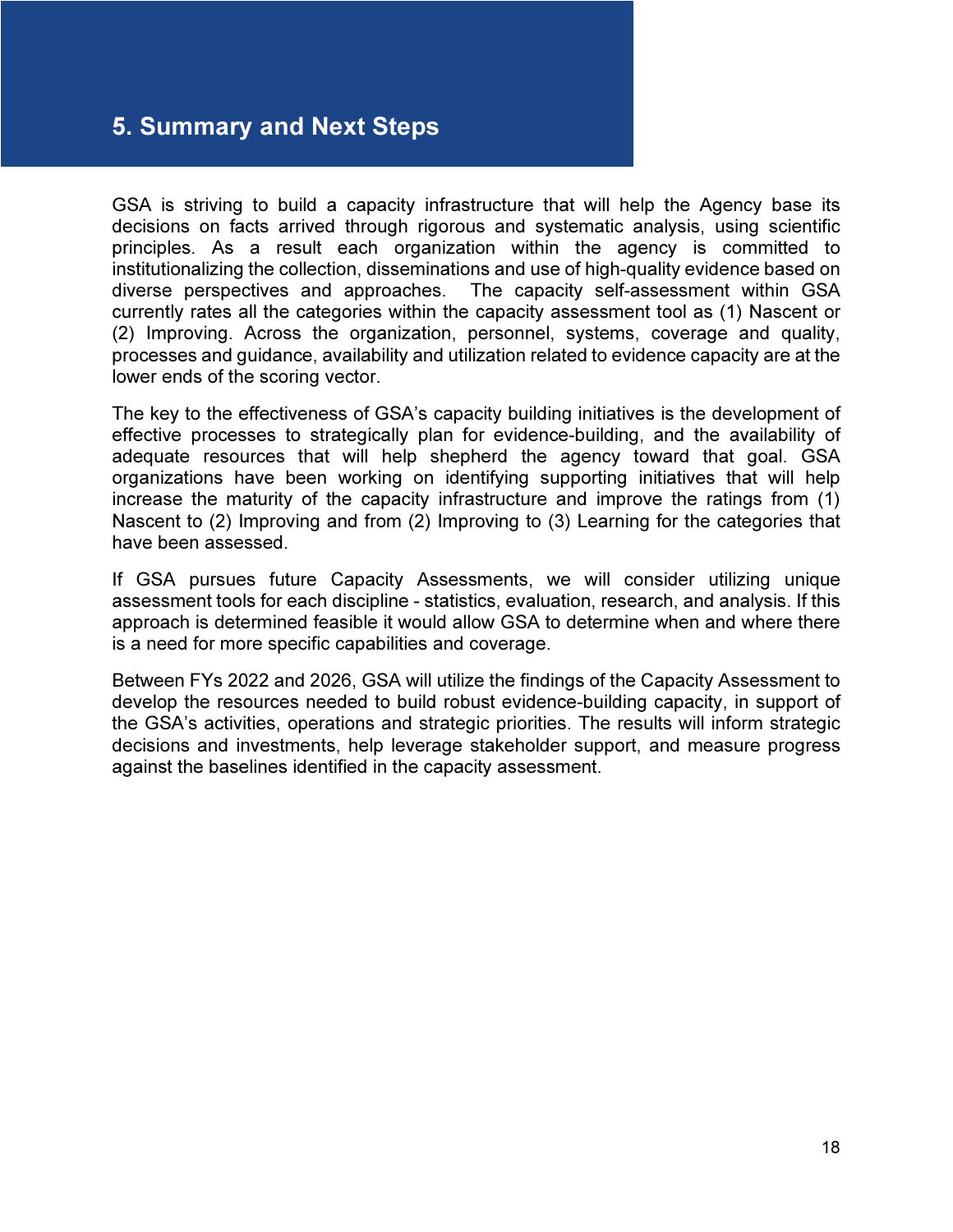# 5. Summary and Next Steps

GSA is striving to build a capacity infrastructure that will help the Agency base its decisions on facts arrived through rigorous and systematic analysis, using scientific principles. As a result each organization within the agency is committed to institutionalizing the collection, disseminations and use of high-quality evidence based on diverse perspectives and approaches. The capacity self-assessment within GSA currently rates all the categories within the capacity assessment tool as (1) Nascent or (2) Improving. Across the organization, personnel, systems, coverage and quality, processes and guidance, availability and utilization related to evidence capacity are at the lower ends of the scoring vector.

The key to the effectiveness of GSA's capacity building initiatives is the development of effective processes to strategically plan for evidence-building, and the availability of adequate resources that will help shepherd the agency toward that goal. GSA organizations have been working on identifying supporting initiatives that will help increase the maturity of the capacity infrastructure and improve the ratings from (1) Nascent to (2) Improving and from (2) Improving to (3) Learning for the categories that have been assessed.

If GSA pursues future Capacity Assessments, we will consider utilizing unique assessment tools for each discipline - statistics, evaluation, research, and analysis. If this approach is determined feasible it would allow GSA to determine when and where there is a need for more specific capabilities and coverage.

Between FYs 2022 and 2026, GSA will utilize the findings of the Capacity Assessment to develop the resources needed to build robust evidence-building capacity, in support of the GSA's activities, operations and strategic priorities. The results will inform strategic decisions and investments, help leverage stakeholder support, and measure progress against the baselines identified in the capacity assessment.